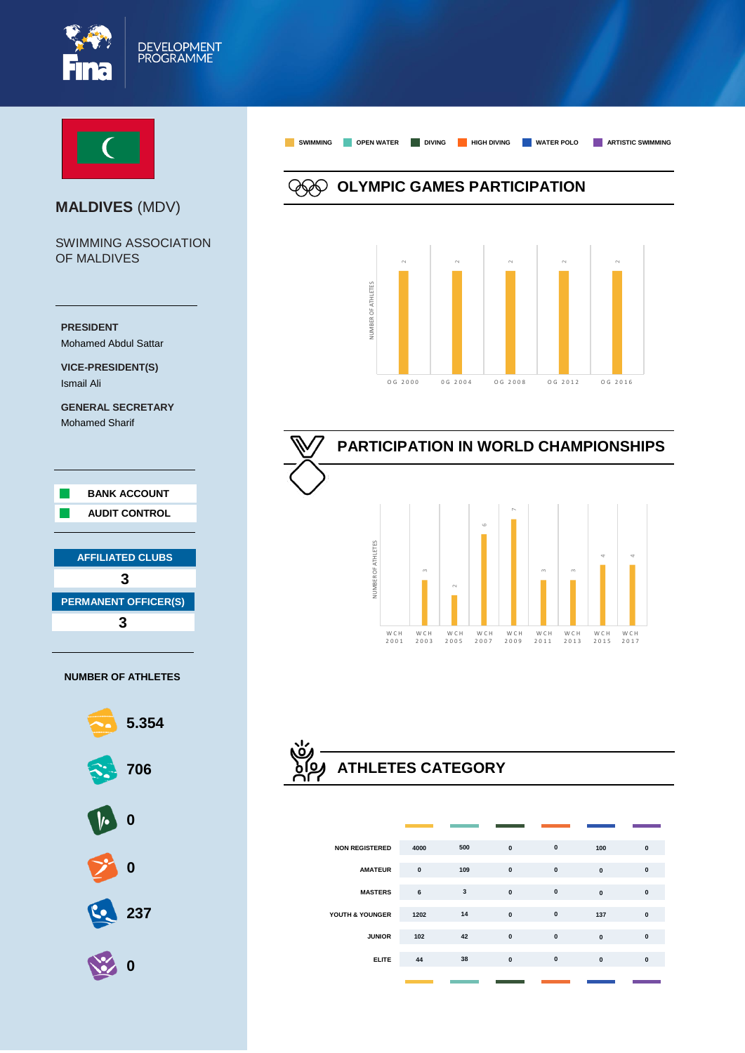FINA DEVELOPMENT PROGRAMME

# MALDIVES (MDV)

SWIMMING ASSOCIATION OF MALDIVES

**PRESIDENT**
Mohamed Abdul Sattar

**VICE-PRESIDENT(S)**
Ismail Ali

**GENERAL SECRETARY**
Mohamed Sharif

**BANK ACCOUNT**

**AUDIT CONTROL**

**AFFILIATED CLUBS**
3

**PERMANENT OFFICER(S)**
3

**NUMBER OF ATHLETES**

- Swimming: 5.354
- Open Water: 706
- Diving: 0
- High Diving: 0
- Water Polo: 237
- Artistic Swimming: 0

SWIMMING | OPEN WATER | DIVING | HIGH DIVING | WATER POLO | ARTISTIC SWIMMING

## OLYMPIC GAMES PARTICIPATION

NUMBER OF ATHLETES

| OG 2000 | OG 2004 | OG 2008 | OG 2012 | OG 2016 |
|---|---|---|---|---|
| 2 | 2 | 2 | 2 | 2 |

## PARTICIPATION IN WORLD CHAMPIONSHIPS

NUMBER OF ATHLETES

| WCH 2001 | WCH 2003 | WCH 2005 | WCH 2007 | WCH 2009 | WCH 2011 | WCH 2013 | WCH 2015 | WCH 2017 |
|---|---|---|---|---|---|---|---|---|
| | 3 | 2 | 6 | 7 | 3 | 3 | 4 | 4 |

## ATHLETES CATEGORY

| | SWIMMING | OPEN WATER | DIVING | HIGH DIVING | WATER POLO | ARTISTIC SWIMMING |
|---|---|---|---|---|---|---|
| NON REGISTERED | 4000 | 500 | 0 | 0 | 100 | 0 |
| AMATEUR | 0 | 109 | 0 | 0 | 0 | 0 |
| MASTERS | 6 | 3 | 0 | 0 | 0 | 0 |
| YOUTH & YOUNGER | 1202 | 14 | 0 | 0 | 137 | 0 |
| JUNIOR | 102 | 42 | 0 | 0 | 0 | 0 |
| ELITE | 44 | 38 | 0 | 0 | 0 | 0 |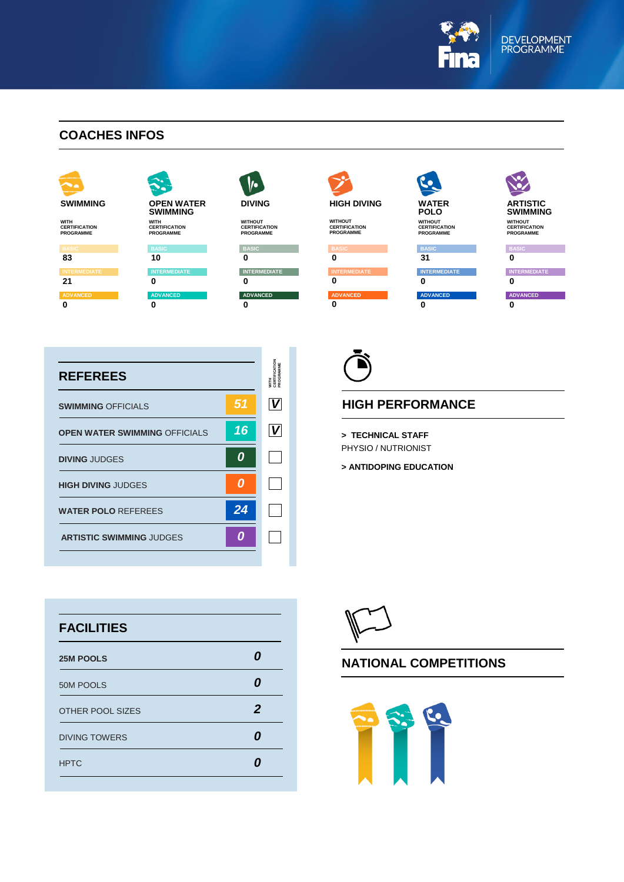DEVELOPMENT PROGRAMME

## COACHES INFOS

| | SWIMMING | OPEN WATER SWIMMING | DIVING | HIGH DIVING | WATER POLO | ARTISTIC SWIMMING |
|---|---|---|---|---|---|---|
| | WITH CERTIFICATION PROGRAMME | WITH CERTIFICATION PROGRAMME | WITHOUT CERTIFICATION PROGRAMME | WITHOUT CERTIFICATION PROGRAMME | WITHOUT CERTIFICATION PROGRAMME | WITHOUT CERTIFICATION PROGRAMME |
| BASIC | 83 | 10 | 0 | 0 | 31 | 0 |
| INTERMEDIATE | 21 | 0 | 0 | 0 | 0 | 0 |
| ADVANCED | 0 | 0 | 0 | 0 | 0 | 0 |

## REFEREES

| | | WITH CERTIFICATION PROGRAMME |
|---|---|---|
| **SWIMMING** OFFICIALS | 51 | V |
| **OPEN WATER SWIMMING** OFFICIALS | 16 | V |
| **DIVING** JUDGES | 0 | |
| **HIGH DIVING** JUDGES | 0 | |
| **WATER POLO** REFEREES | 24 | |
| **ARTISTIC SWIMMING** JUDGES | 0 | |

## HIGH PERFORMANCE

**> TECHNICAL STAFF**
PHYSIO / NUTRIONIST

**> ANTIDOPING EDUCATION**

## FACILITIES

| | |
|---|---|
| **25M POOLS** | 0 |
| 50M POOLS | 0 |
| OTHER POOL SIZES | 2 |
| DIVING TOWERS | 0 |
| HPTC | 0 |

## NATIONAL COMPETITIONS